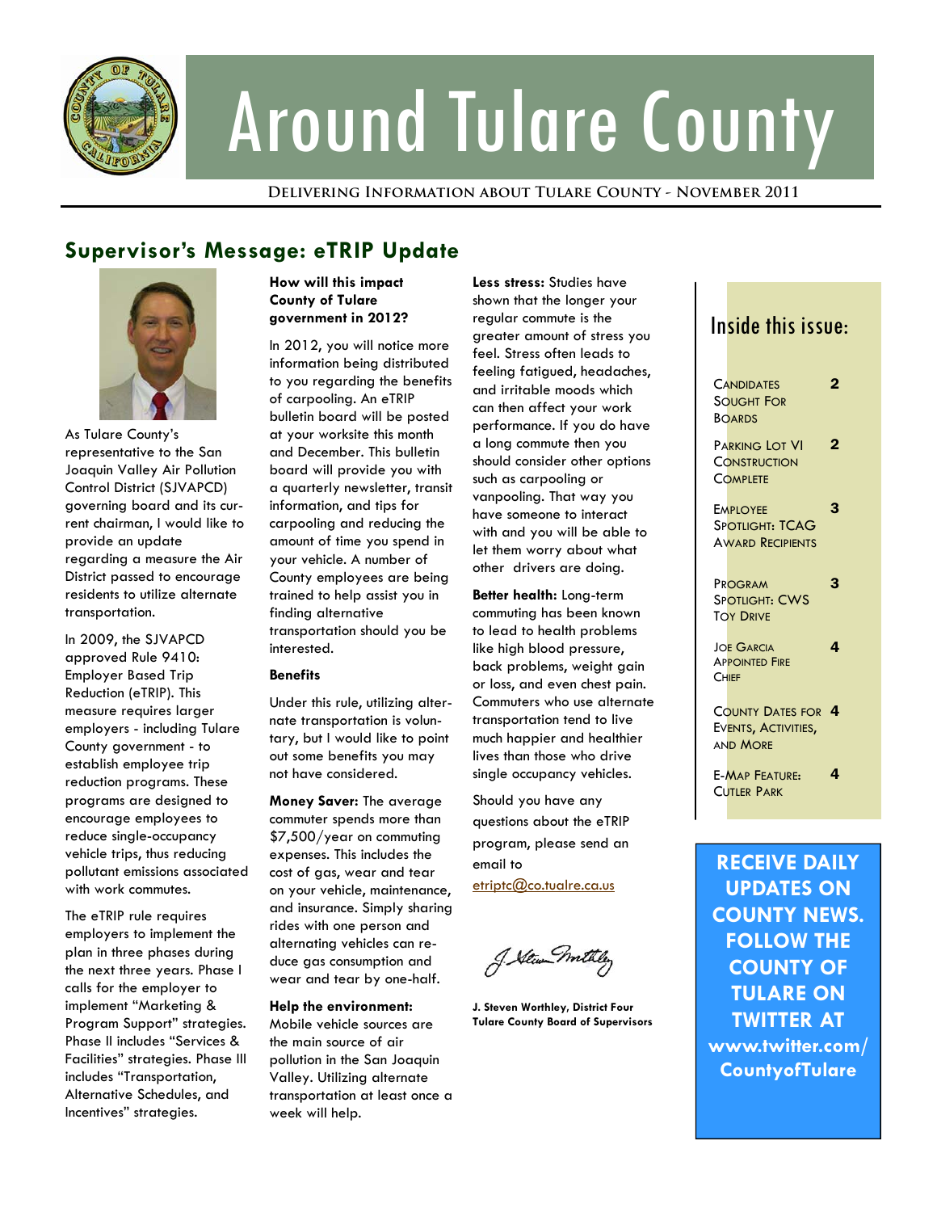# Around Tulare County

**Delivering Information about Tulare County - November 2011**

## Supervisor's Message: eTRIP Update

As Tulare County's representative to the San Joaquin Valley Air Pollution Control District (SJVAPCD) governing board and its current chairman, I would like to provide an update regarding a measure the Air District passed to encourage residents to utilize alternate transportation.

In 2009, the SJVAPCD approved Rule 9410: Employer Based Trip Reduction (eTRIP). This measure requires larger employers - including Tulare County government - to establish employee trip reduction programs. These programs are designed to encourage employees to reduce single-occupancy vehicle trips, thus reducing pollutant emissions associated with work commutes.

The eTRIP rule requires employers to implement the plan in three phases during the next three years. Phase I calls for the employer to implement "Marketing & Program Support" strategies. Phase II includes "Services & Facilities" strategies. Phase III includes "Transportation, Alternative Schedules, and Incentives" strategies.

**How will this impact County of Tulare government in 2012?**

In 2012, you will notice more information being distributed to you regarding the benefits of carpooling. An eTRIP bulletin board will be posted at your worksite this month and December. This bulletin board will provide you with a quarterly newsletter, transit information, and tips for carpooling and reducing the amount of time you spend in your vehicle. A number of County employees are being trained to help assist you in finding alternative transportation should you be interested.

**Benefits**

Under this rule, utilizing alternate transportation is voluntary, but I would like to point out some benefits you may not have considered.

**Money Saver:** The average commuter spends more than $7,500/year on commuting expenses. This includes the cost of gas, wear and tear on your vehicle, maintenance, and insurance. Simply sharing rides with one person and alternating vehicles can reduce gas consumption and wear and tear by one-half.

**Help the environment:** Mobile vehicle sources are the main source of air pollution in the San Joaquin Valley. Utilizing alternate transportation at least once a week will help.

**Less stress:** Studies have shown that the longer your regular commute is the greater amount of stress you feel. Stress often leads to feeling fatigued, headaches, and irritable moods which can then affect your work performance. If you do have a long commute then you should consider other options such as carpooling or vanpooling. That way you have someone to interact with and you will be able to let them worry about what other drivers are doing.

**Better health:** Long-term commuting has been known to lead to health problems like high blood pressure, back problems, weight gain or loss, and even chest pain. Commuters who use alternate transportation tend to live much happier and healthier lives than those who drive single occupancy vehicles.

Should you have any questions about the eTRIP program, please send an email to etriptc@co.tualre.ca.us

**J. Steven Worthley, District Four**
**Tulare County Board of Supervisors**

## Inside this issue:

| | |
|---|---|
| Candidates Sought For Boards | 2 |
| Parking Lot VI Construction Complete | 2 |
| Employee Spotlight: TCAG Award Recipients | 3 |
| Program Spotlight: CWS Toy Drive | 3 |
| Joe Garcia Appointed Fire Chief | 4 |
| County Dates for Events, Activities, and More | 4 |
| E-Map Feature: Cutler Park | 4 |

**RECEIVE DAILY UPDATES ON COUNTY NEWS. FOLLOW THE COUNTY OF TULARE ON TWITTER AT www.twitter.com/CountyofTulare**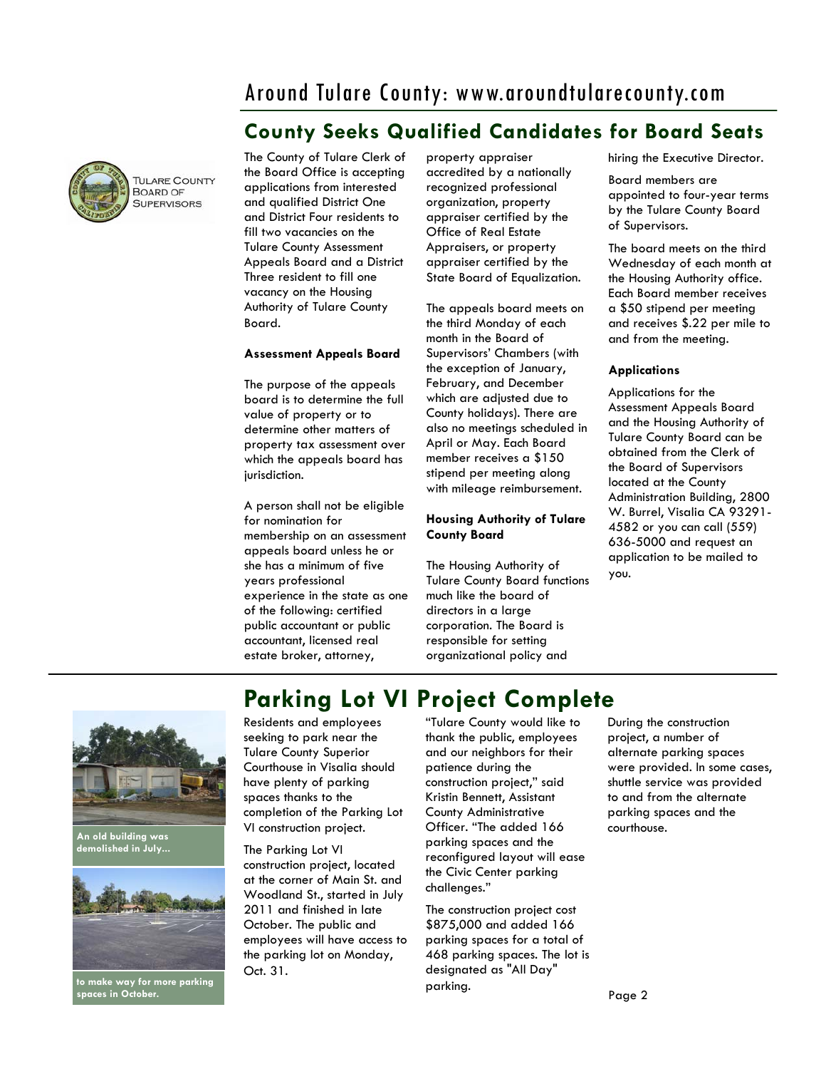## County Seeks Qualified Candidates for Board Seats

TULARE COUNTY BOARD OF SUPERVISORS

The County of Tulare Clerk of the Board Office is accepting applications from interested and qualified District One and District Four residents to fill two vacancies on the Tulare County Assessment Appeals Board and a District Three resident to fill one vacancy on the Housing Authority of Tulare County Board.

**Assessment Appeals Board**

The purpose of the appeals board is to determine the full value of property or to determine other matters of property tax assessment over which the appeals board has jurisdiction.

A person shall not be eligible for nomination for membership on an assessment appeals board unless he or she has a minimum of five years professional experience in the state as one of the following: certified public accountant or public accountant, licensed real estate broker, attorney, property appraiser accredited by a nationally recognized professional organization, property appraiser certified by the Office of Real Estate Appraisers, or property appraiser certified by the State Board of Equalization.

The appeals board meets on the third Monday of each month in the Board of Supervisors' Chambers (with the exception of January, February, and December which are adjusted due to County holidays). There are also no meetings scheduled in April or May. Each Board member receives a $150 stipend per meeting along with mileage reimbursement.

**Housing Authority of Tulare County Board**

The Housing Authority of Tulare County Board functions much like the board of directors in a large corporation. The Board is responsible for setting organizational policy and hiring the Executive Director.

Board members are appointed to four-year terms by the Tulare County Board of Supervisors.

The board meets on the third Wednesday of each month at the Housing Authority office. Each Board member receives a $50 stipend per meeting and receives $.22 per mile to and from the meeting.

**Applications**

Applications for the Assessment Appeals Board and the Housing Authority of Tulare County Board can be obtained from the Clerk of the Board of Supervisors located at the County Administration Building, 2800 W. Burrel, Visalia CA 93291-4582 or you can call (559) 636-5000 and request an application to be mailed to you.

## Parking Lot VI Project Complete

An old building was demolished in July...

to make way for more parking spaces in October.

Residents and employees seeking to park near the Tulare County Superior Courthouse in Visalia should have plenty of parking spaces thanks to the completion of the Parking Lot VI construction project.

The Parking Lot VI construction project, located at the corner of Main St. and Woodland St., started in July 2011 and finished in late October. The public and employees will have access to the parking lot on Monday, Oct. 31.

"Tulare County would like to thank the public, employees and our neighbors for their patience during the construction project," said Kristin Bennett, Assistant County Administrative Officer. "The added 166 parking spaces and the reconfigured layout will ease the Civic Center parking challenges."

The construction project cost $875,000 and added 166 parking spaces for a total of 468 parking spaces. The lot is designated as "All Day" parking.

During the construction project, a number of alternate parking spaces were provided. In some cases, shuttle service was provided to and from the alternate parking spaces and the courthouse.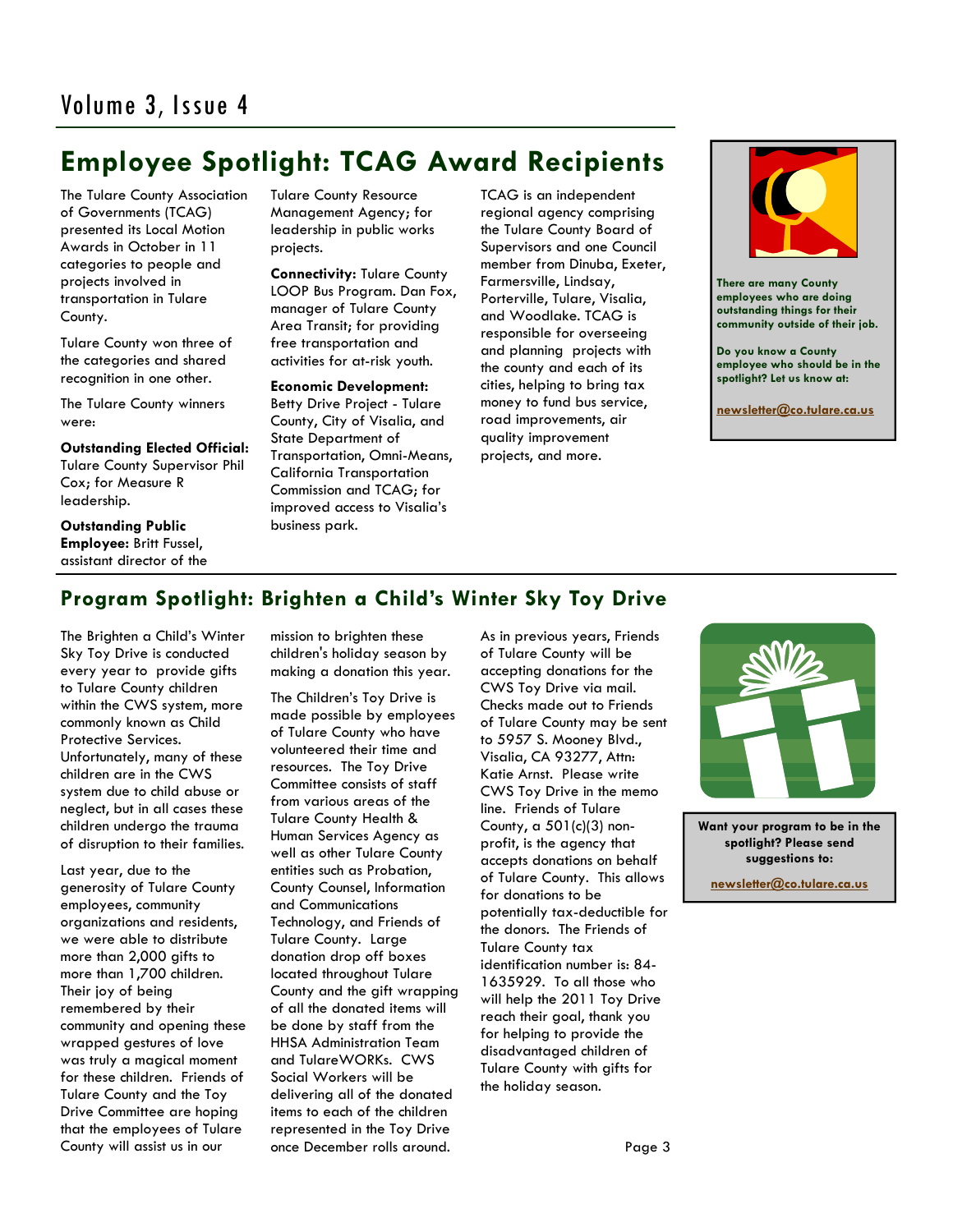# Employee Spotlight: TCAG Award Recipients

The Tulare County Association of Governments (TCAG) presented its Local Motion Awards in October in 11 categories to people and projects involved in transportation in Tulare County.

Tulare County won three of the categories and shared recognition in one other.

The Tulare County winners were:

**Outstanding Elected Official:** Tulare County Supervisor Phil Cox; for Measure R leadership.

**Outstanding Public Employee:** Britt Fussel, assistant director of the Tulare County Resource Management Agency; for leadership in public works projects.

**Connectivity:** Tulare County LOOP Bus Program. Dan Fox, manager of Tulare County Area Transit; for providing free transportation and activities for at-risk youth.

**Economic Development:** Betty Drive Project - Tulare County, City of Visalia, and State Department of Transportation, Omni-Means, California Transportation Commission and TCAG; for improved access to Visalia's business park.

TCAG is an independent regional agency comprising the Tulare County Board of Supervisors and one Council member from Dinuba, Exeter, Farmersville, Lindsay, Porterville, Tulare, Visalia, and Woodlake. TCAG is responsible for overseeing and planning projects with the county and each of its cities, helping to bring tax money to fund bus service, road improvements, air quality improvement projects, and more.

**There are many County employees who are doing outstanding things for their community outside of their job.**

**Do you know a County employee who should be in the spotlight? Let us know at:**

**newsletter@co.tulare.ca.us**

## Program Spotlight: Brighten a Child's Winter Sky Toy Drive

The Brighten a Child's Winter Sky Toy Drive is conducted every year to provide gifts to Tulare County children within the CWS system, more commonly known as Child Protective Services. Unfortunately, many of these children are in the CWS system due to child abuse or neglect, but in all cases these children undergo the trauma of disruption to their families.

Last year, due to the generosity of Tulare County employees, community organizations and residents, we were able to distribute more than 2,000 gifts to more than 1,700 children. Their joy of being remembered by their community and opening these wrapped gestures of love was truly a magical moment for these children. Friends of Tulare County and the Toy Drive Committee are hoping that the employees of Tulare County will assist us in our mission to brighten these children's holiday season by making a donation this year.

The Children's Toy Drive is made possible by employees of Tulare County who have volunteered their time and resources. The Toy Drive Committee consists of staff from various areas of the Tulare County Health & Human Services Agency as well as other Tulare County entities such as Probation, County Counsel, Information and Communications Technology, and Friends of Tulare County. Large donation drop off boxes located throughout Tulare County and the gift wrapping of all the donated items will be done by staff from the HHSA Administration Team and TulareWORKs. CWS Social Workers will be delivering all of the donated items to each of the children represented in the Toy Drive once December rolls around.

As in previous years, Friends of Tulare County will be accepting donations for the CWS Toy Drive via mail. Checks made out to Friends of Tulare County may be sent to 5957 S. Mooney Blvd., Visalia, CA 93277, Attn: Katie Arnst. Please write CWS Toy Drive in the memo line. Friends of Tulare County, a 501(c)(3) non-profit, is the agency that accepts donations on behalf of Tulare County. This allows for donations to be potentially tax-deductible for the donors. The Friends of Tulare County tax identification number is: 84-1635929. To all those who will help the 2011 Toy Drive reach their goal, thank you for helping to provide the disadvantaged children of Tulare County with gifts for the holiday season.

**Want your program to be in the spotlight? Please send suggestions to:**

**newsletter@co.tulare.ca.us**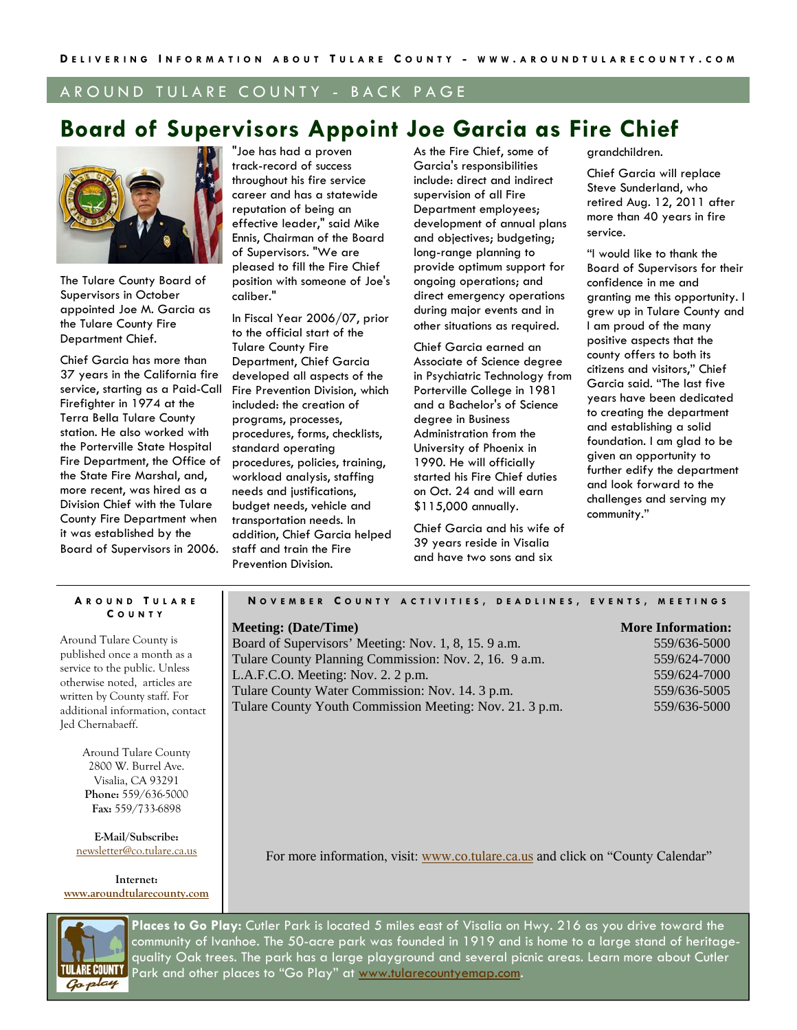## AROUND TULARE COUNTY - BACK PAGE

# Board of Supervisors Appoint Joe Garcia as Fire Chief

The Tulare County Board of Supervisors in October appointed Joe M. Garcia as the Tulare County Fire Department Chief.

Chief Garcia has more than 37 years in the California fire service, starting as a Paid-Call Firefighter in 1974 at the Terra Bella Tulare County station. He also worked with the Porterville State Hospital Fire Department, the Office of the State Fire Marshal, and, more recent, was hired as a Division Chief with the Tulare County Fire Department when it was established by the Board of Supervisors in 2006.

"Joe has had a proven track-record of success throughout his fire service career and has a statewide reputation of being an effective leader," said Mike Ennis, Chairman of the Board of Supervisors. "We are pleased to fill the Fire Chief position with someone of Joe's caliber."

In Fiscal Year 2006/07, prior to the official start of the Tulare County Fire Department, Chief Garcia developed all aspects of the Fire Prevention Division, which included: the creation of programs, processes, procedures, forms, checklists, standard operating procedures, policies, training, workload analysis, staffing needs and justifications, budget needs, vehicle and transportation needs. In addition, Chief Garcia helped staff and train the Fire Prevention Division.

As the Fire Chief, some of Garcia's responsibilities include: direct and indirect supervision of all Fire Department employees; development of annual plans and objectives; budgeting; long-range planning to provide optimum support for ongoing operations; and direct emergency operations during major events and in other situations as required.

Chief Garcia earned an Associate of Science degree in Psychiatric Technology from Porterville College in 1981 and a Bachelor's of Science degree in Business Administration from the University of Phoenix in 1990. He will officially started his Fire Chief duties on Oct. 24 and will earn $115,000 annually.

Chief Garcia and his wife of 39 years reside in Visalia and have two sons and six grandchildren.

Chief Garcia will replace Steve Sunderland, who retired Aug. 12, 2011 after more than 40 years in fire service.

"I would like to thank the Board of Supervisors for their confidence in me and granting me this opportunity. I grew up in Tulare County and I am proud of the many positive aspects that the county offers to both its citizens and visitors," Chief Garcia said. "The last five years have been dedicated to creating the department and establishing a solid foundation. I am glad to be given an opportunity to further edify the department and look forward to the challenges and serving my community."

### AROUND TULARE COUNTY

Around Tulare County is published once a month as a service to the public. Unless otherwise noted, articles are written by County staff. For additional information, contact Jed Chernabaeff.

Around Tulare County
2800 W. Burrel Ave.
Visalia, CA 93291
**Phone:** 559/636-5000
**Fax:** 559/733-6898

**E-Mail/Subscribe:**
newsletter@co.tulare.ca.us

**Internet:**
www.aroundtularecounty.com

### NOVEMBER COUNTY ACTIVITIES, DEADLINES, EVENTS, MEETINGS

| Meeting: (Date/Time) | More Information: |
|---|---|
| Board of Supervisors' Meeting: Nov. 1, 8, 15. 9 a.m. | 559/636-5000 |
| Tulare County Planning Commission: Nov. 2, 16. 9 a.m. | 559/624-7000 |
| L.A.F.C.O. Meeting: Nov. 2. 2 p.m. | 559/624-7000 |
| Tulare County Water Commission: Nov. 14. 3 p.m. | 559/636-5005 |
| Tulare County Youth Commission Meeting: Nov. 21. 3 p.m. | 559/636-5000 |

For more information, visit: www.co.tulare.ca.us and click on "County Calendar"

**Places to Go Play:** Cutler Park is located 5 miles east of Visalia on Hwy. 216 as you drive toward the community of Ivanhoe. The 50-acre park was founded in 1919 and is home to a large stand of heritage-quality Oak trees. The park has a large playground and several picnic areas. Learn more about Cutler Park and other places to "Go Play" at www.tularecountyemap.com.